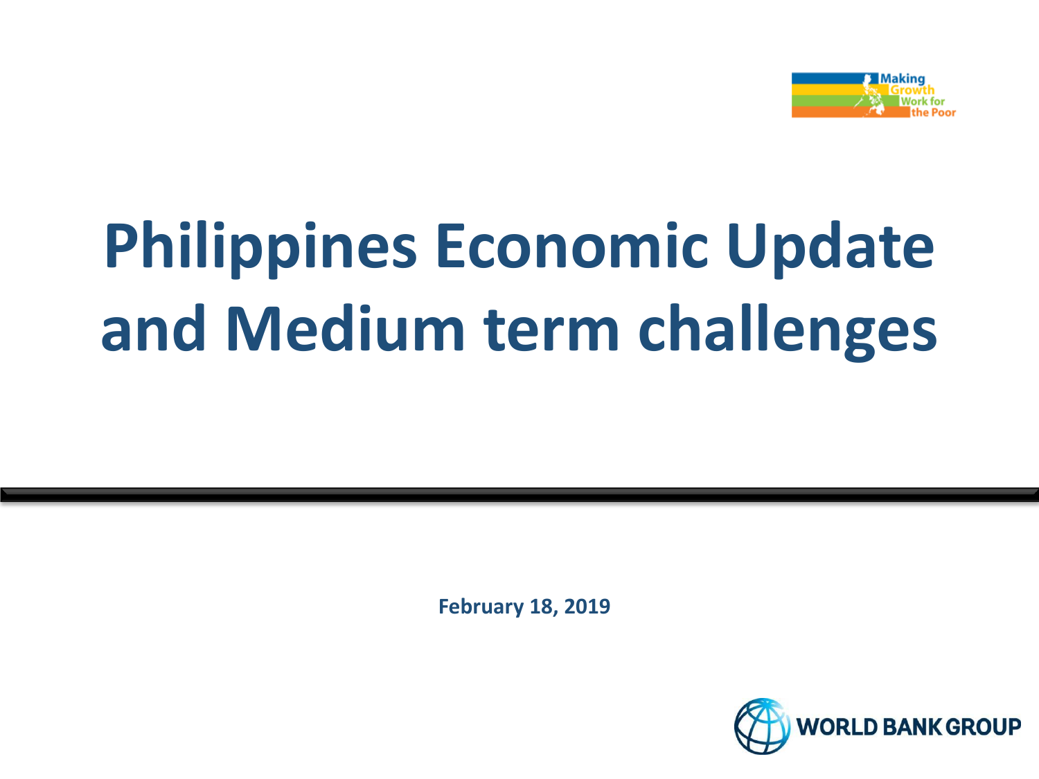Making Growth Work for the Poor

# Philippines Economic Update and Medium term challenges

**February 18, 2019**

WORLD BANK GROUP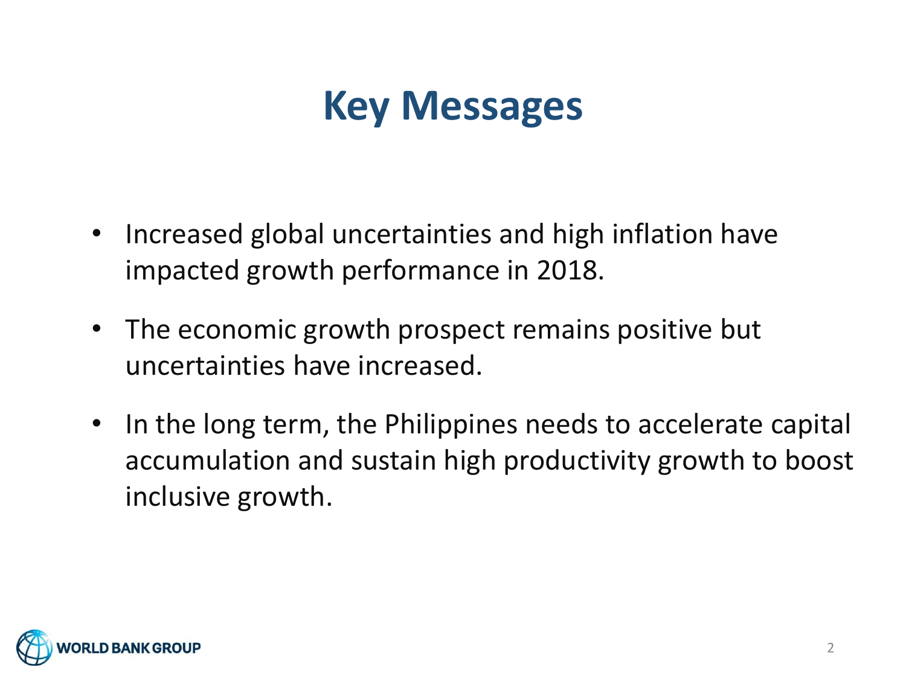# Key Messages

- Increased global uncertainties and high inflation have impacted growth performance in 2018.
- The economic growth prospect remains positive but uncertainties have increased.
- In the long term, the Philippines needs to accelerate capital accumulation and sustain high productivity growth to boost inclusive growth.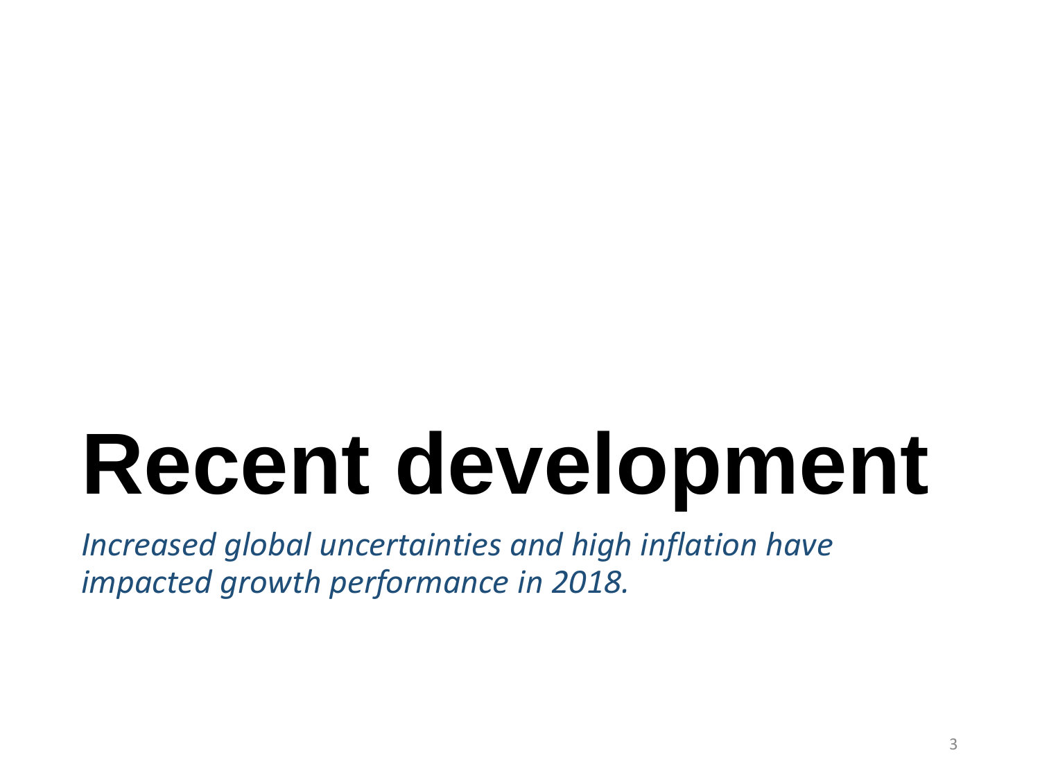# Recent development

*Increased global uncertainties and high inflation have impacted growth performance in 2018.*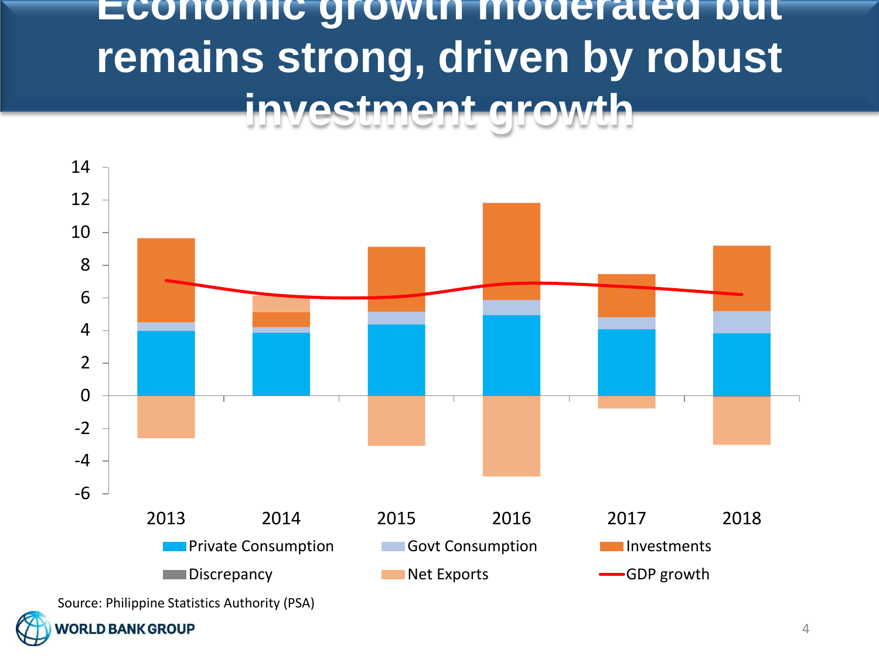# Economic growth moderated but remains strong, driven by robust investment growth

Source: Philippine Statistics Authority (PSA)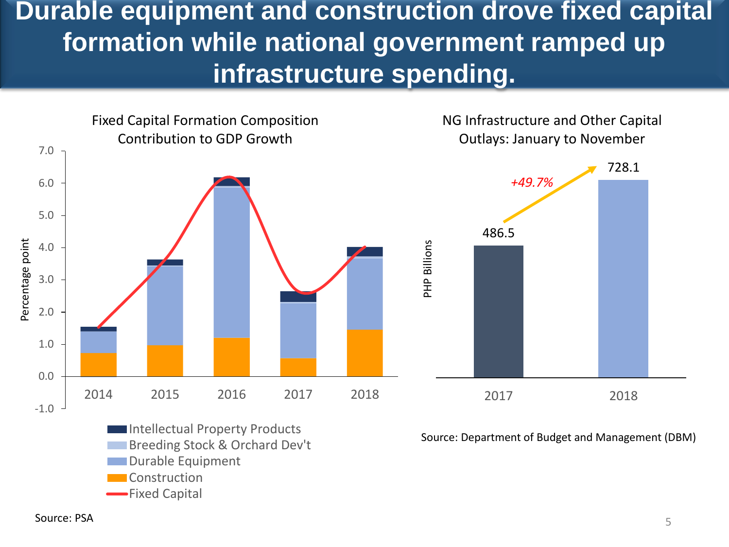# Durable equipment and construction drove fixed capital formation while national government ramped up infrastructure spending.

**Fixed Capital Formation Composition Contribution to GDP Growth**

Percentage point

7.0
6.0
5.0
4.0
3.0
2.0
1.0
0.0
-1.0

2014 2015 2016 2017 2018

- Intellectual Property Products
- Breeding Stock & Orchard Dev't
- Durable Equipment
- Construction
- Fixed Capital

Source: PSA

**NG Infrastructure and Other Capital Outlays: January to November**

PHP Billions

| 2017 | 2018 |
| --- | --- |
| 486.5 | 728.1 |

+49.7%

Source: Department of Budget and Management (DBM)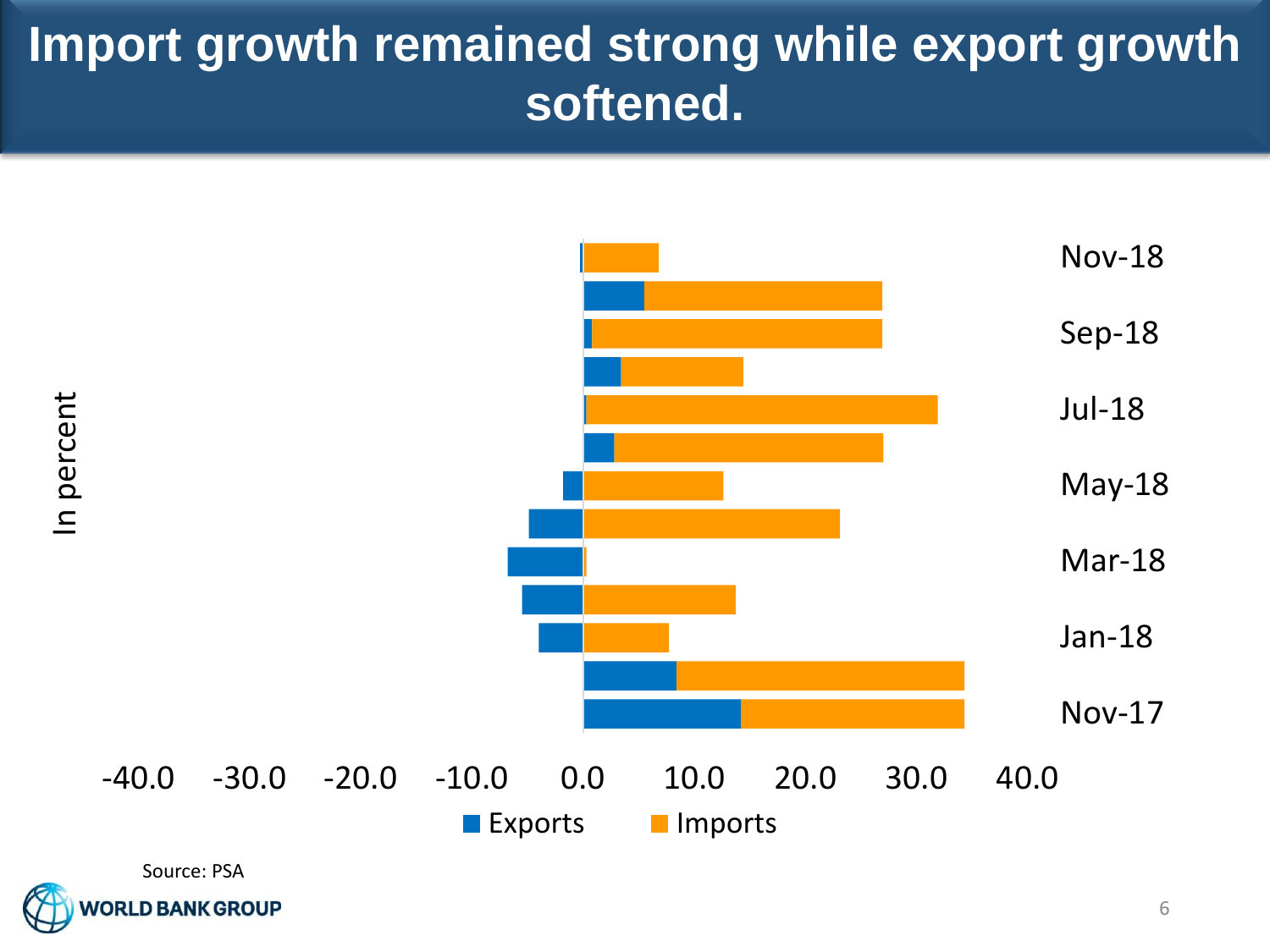# Import growth remained strong while export growth softened.

In percent

Nov-18
Sep-18
Jul-18
May-18
Mar-18
Jan-18
Nov-17

-40.0 -30.0 -20.0 -10.0 0.0 10.0 20.0 30.0 40.0

Exports Imports

Source: PSA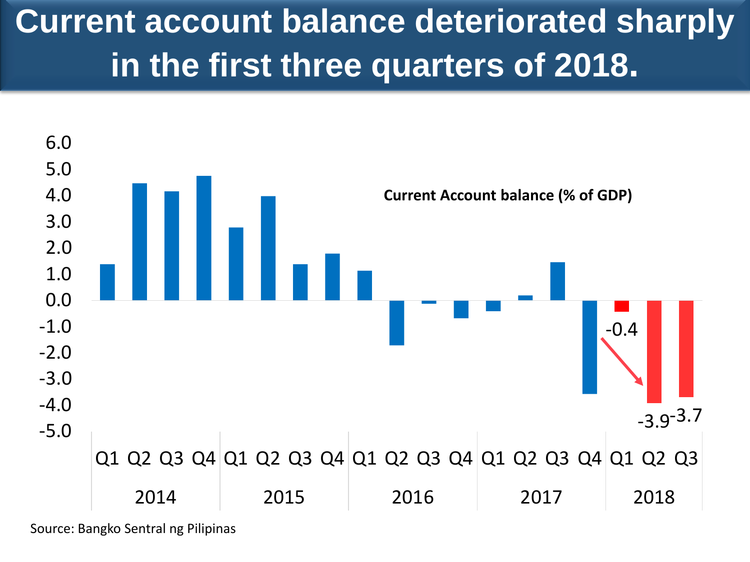# Current account balance deteriorated sharply in the first three quarters of 2018.

Current Account balance (% of GDP)

| Year | Quarter | Value |
|---|---|---|
| 2014 | Q1 | 1.4 |
| 2014 | Q2 | 4.5 |
| 2014 | Q3 | 4.2 |
| 2014 | Q4 | 4.8 |
| 2015 | Q1 | 2.8 |
| 2015 | Q2 | 4.0 |
| 2015 | Q3 | 1.4 |
| 2015 | Q4 | 1.8 |
| 2016 | Q1 | 1.1 |
| 2016 | Q2 | -1.7 |
| 2016 | Q3 | -0.1 |
| 2016 | Q4 | -0.7 |
| 2017 | Q1 | -0.4 |
| 2017 | Q2 | 0.2 |
| 2017 | Q3 | 1.5 |
| 2017 | Q4 | -3.6 |
| 2018 | Q1 | -0.4 |
| 2018 | Q2 | -3.9 |
| 2018 | Q3 | -3.7 |

Source: Bangko Sentral ng Pilipinas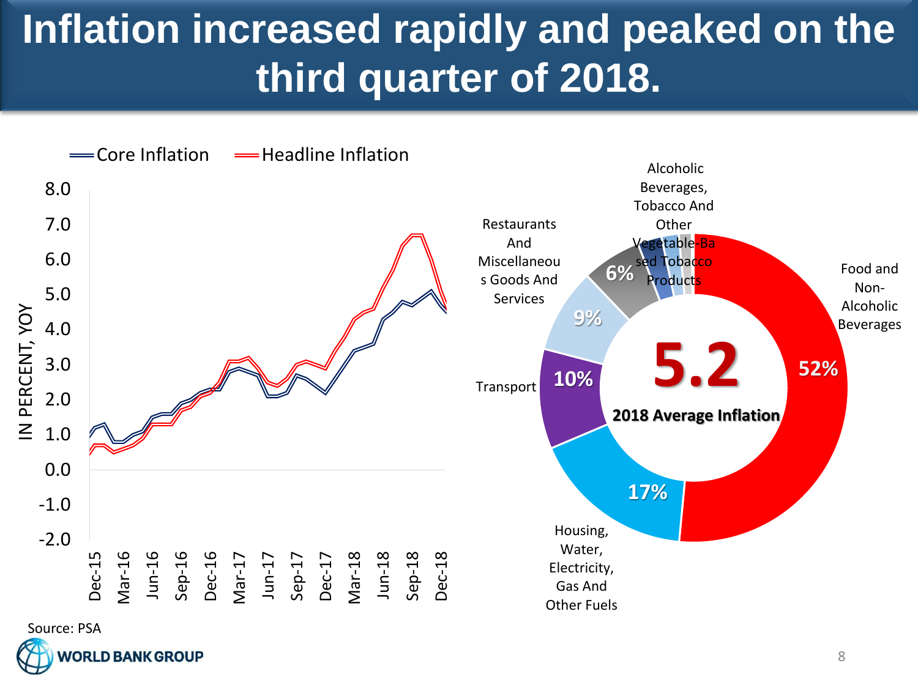# Inflation increased rapidly and peaked on the third quarter of 2018.

Core Inflation — Headline Inflation

IN PERCENT, YOY

8.0, 7.0, 6.0, 5.0, 4.0, 3.0, 2.0, 1.0, 0.0, -1.0, -2.0

Dec-15, Mar-16, Jun-16, Sep-16, Dec-16, Mar-17, Jun-17, Sep-17, Dec-17, Mar-18, Jun-18, Sep-18, Dec-18

**5.2**

**2018 Average Inflation**

- Food and Non-Alcoholic Beverages: 52%
- Housing, Water, Electricity, Gas And Other Fuels: 17%
- Transport: 10%
- Restaurants And Miscellaneous Goods And Services: 9%
- Alcoholic Beverages, Tobacco And Other Vegetable-Based Tobacco Products: 6%

Source: PSA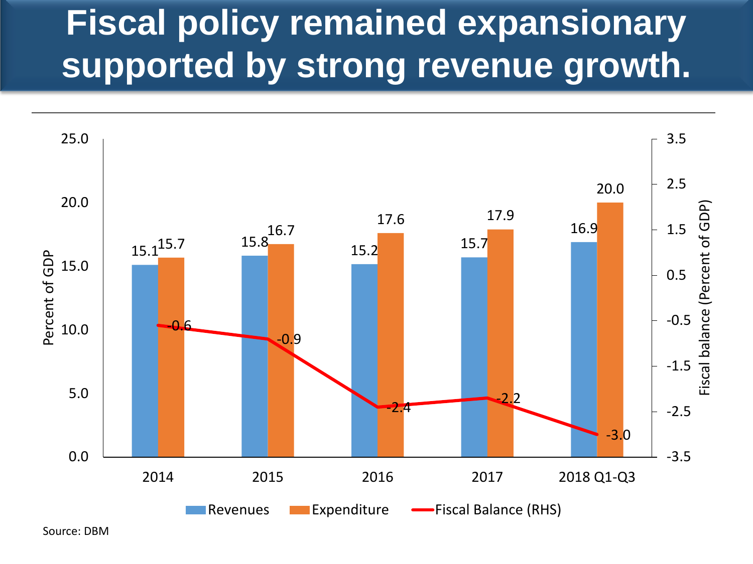# Fiscal policy remained expansionary supported by strong revenue growth.

| | Revenues (Percent of GDP) | Expenditure (Percent of GDP) | Fiscal Balance (RHS) (Percent of GDP) |
|---|---|---|---|
| 2014 | 15.1 | 15.7 | -0.6 |
| 2015 | 15.8 | 16.7 | -0.9 |
| 2016 | 15.2 | 17.6 | -2.4 |
| 2017 | 15.7 | 17.9 | -2.2 |
| 2018 Q1-Q3 | 16.9 | 20.0 | -3.0 |

Source: DBM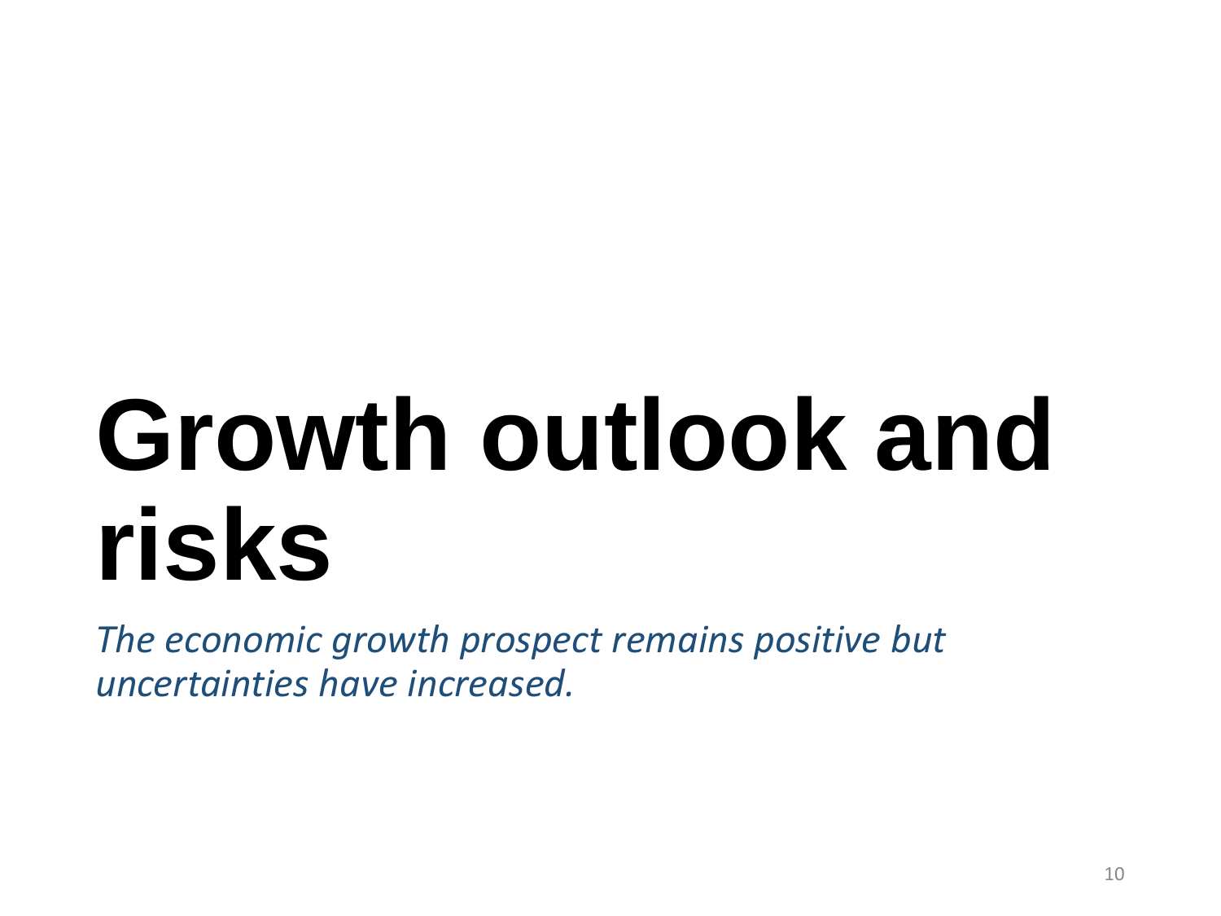# Growth outlook and risks

*The economic growth prospect remains positive but uncertainties have increased.*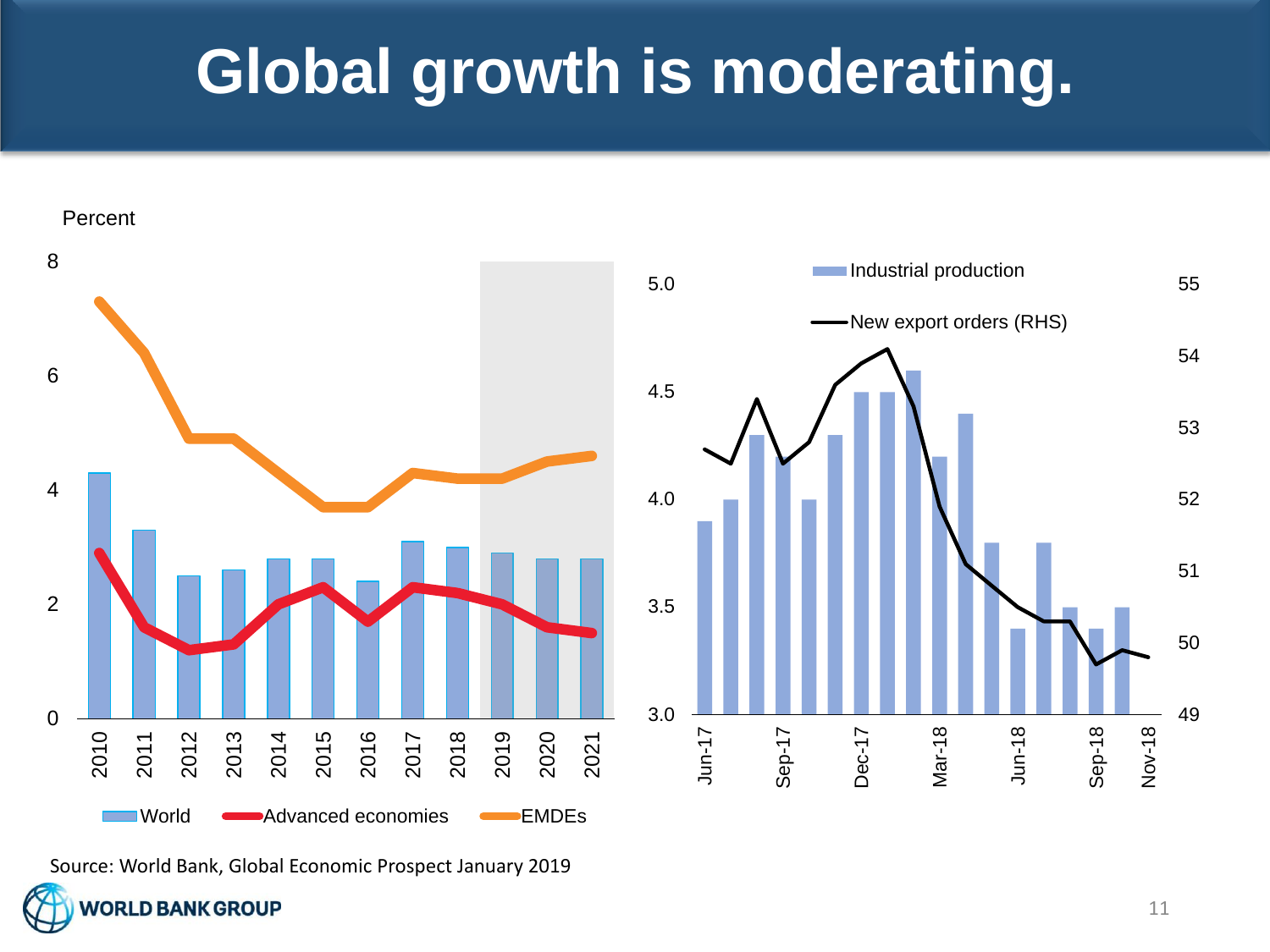# Global growth is moderating.

Percent

8
6
4
2
0

2010 2011 2012 2013 2014 2015 2016 2017 2018 2019 2020 2021

World — Advanced economies — EMDEs

Industrial production — New export orders (RHS)

5.0 4.5 4.0 3.5 3.0

55 54 53 52 51 50 49

Jun-17 Sep-17 Dec-17 Mar-18 Jun-18 Sep-18 Nov-18

Source: World Bank, Global Economic Prospect January 2019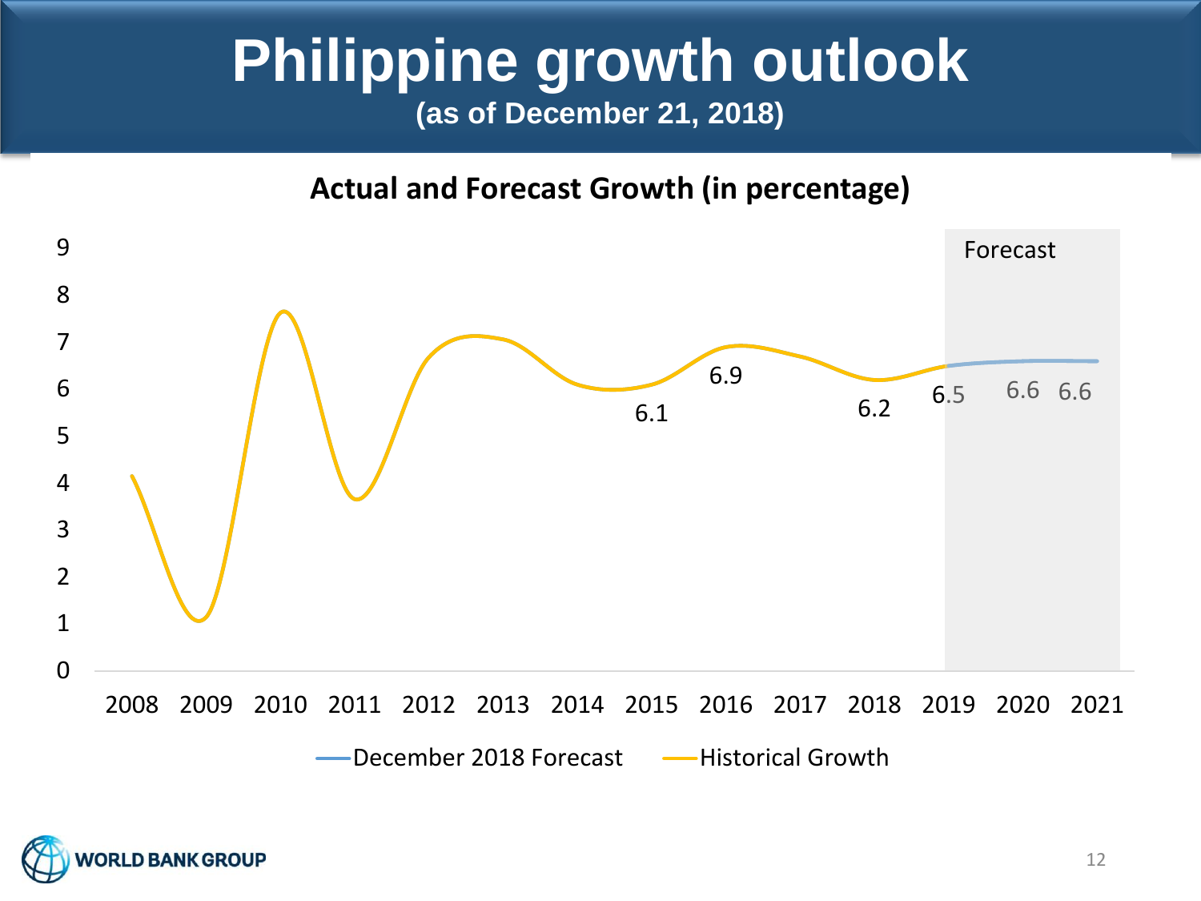# Philippine growth outlook

**(as of December 21, 2018)**

**Actual and Forecast Growth (in percentage)**

| Year | Value |
|---|---|
| 2015 | 6.1 |
| 2016 | 6.9 |
| 2018 | 6.2 |
| 2019 | 6.5 |
| 2020 | 6.6 |
| 2021 | 6.6 |

Forecast

December 2018 Forecast — Historical Growth

WORLD BANK GROUP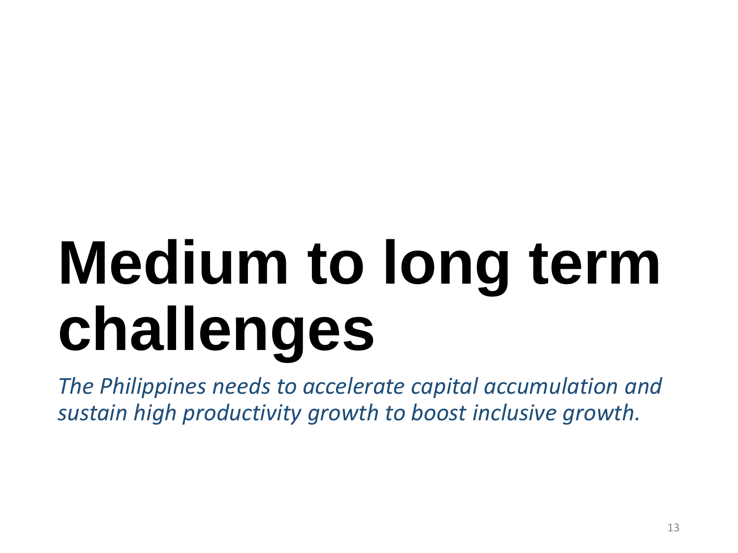# Medium to long term challenges

*The Philippines needs to accelerate capital accumulation and sustain high productivity growth to boost inclusive growth.*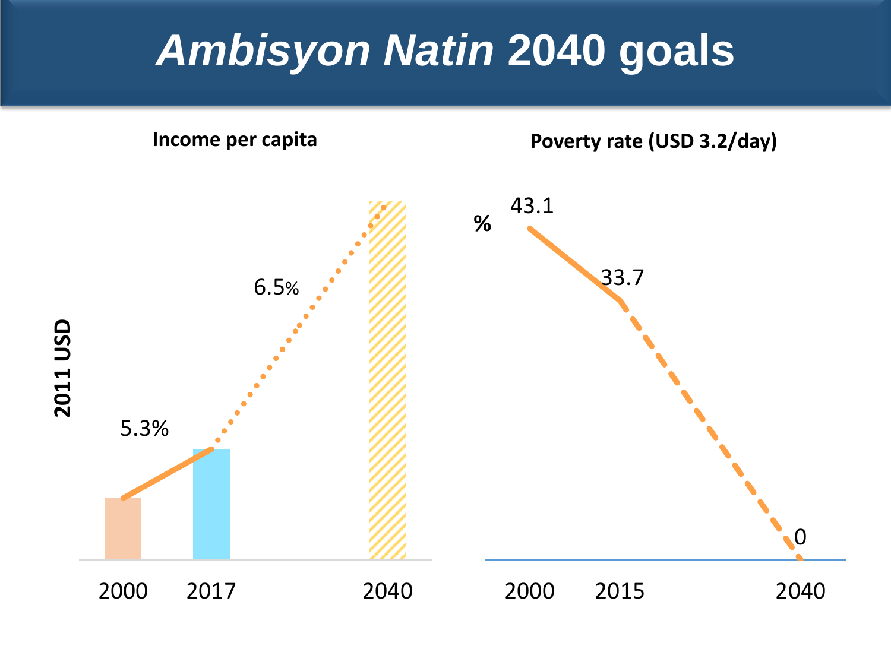# *Ambisyon Natin* 2040 goals

**Income per capita**

**2011 USD**

5.3%

6.5%

2000 2017 2040

**Poverty rate (USD 3.2/day)**

**%**

43.1

33.7

0

2000 2015 2040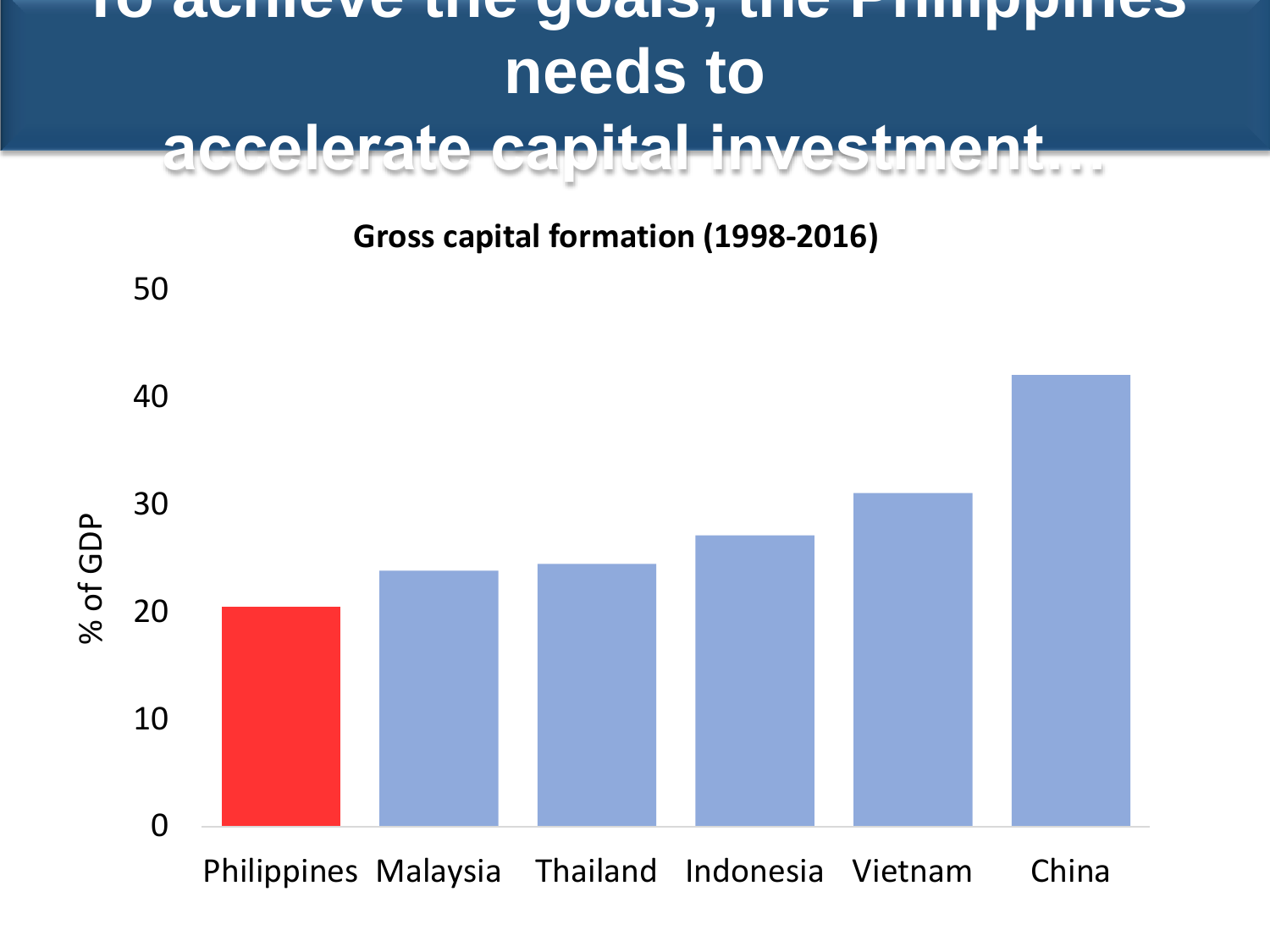# To achieve the goals, the Philippines needs to accelerate capital investment…

**Gross capital formation (1998-2016)**

% of GDP

50
40
30
20
10
0

Philippines Malaysia Thailand Indonesia Vietnam China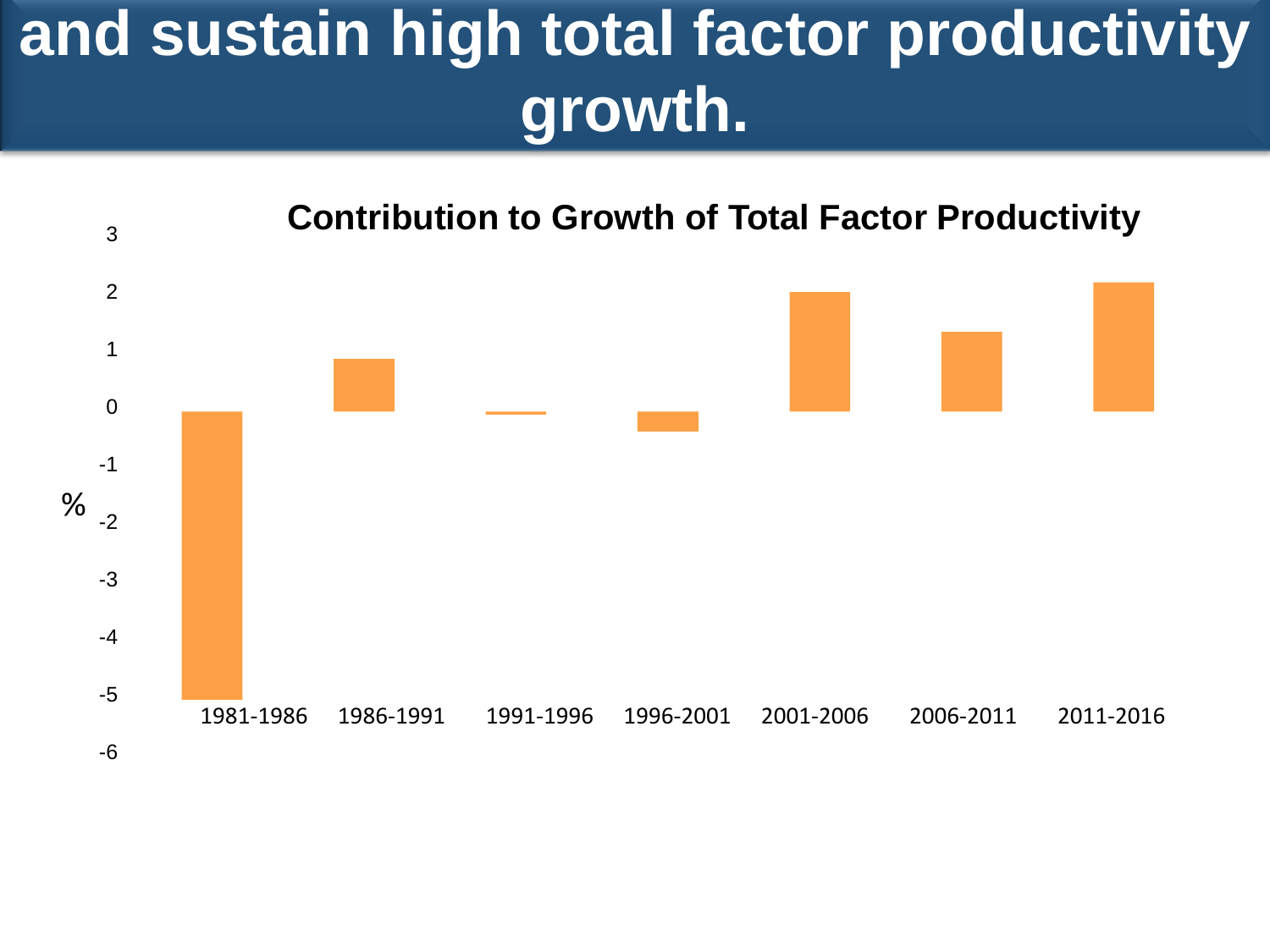# and sustain high total factor productivity growth.

**Contribution to Growth of Total Factor Productivity**

| Period | % |
|---|---|
| 1981-1986 | -5 |
| 1986-1991 | 0.9 |
| 1991-1996 | -0.05 |
| 1996-2001 | -0.35 |
| 2001-2006 | 2.1 |
| 2006-2011 | 1.4 |
| 2011-2016 | 2.25 |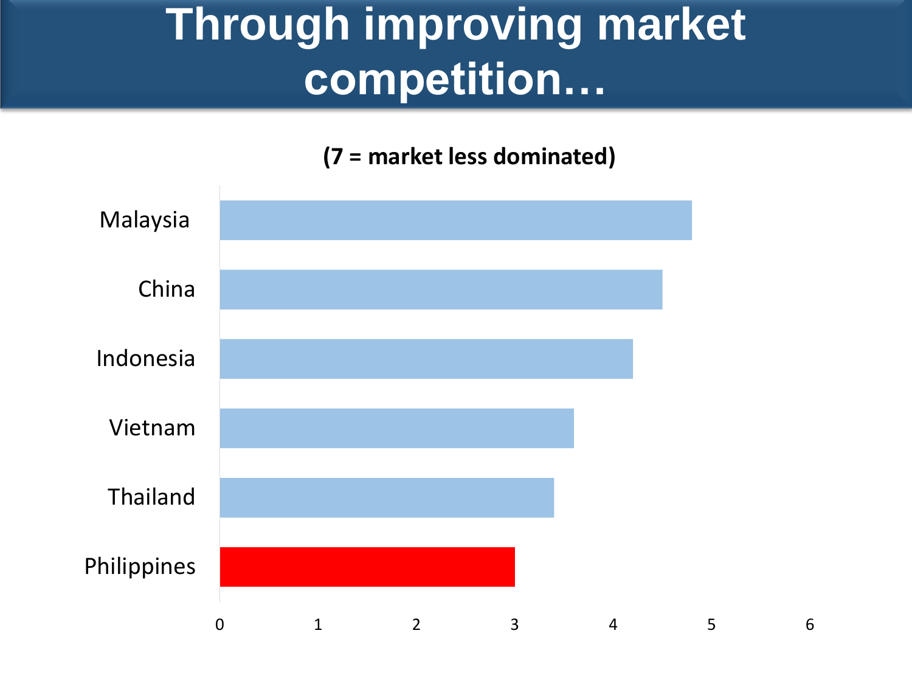# Through improving market competition…

**(7 = market less dominated)**

| Country | Value |
|---|---|
| Malaysia | 4.8 |
| China | 4.5 |
| Indonesia | 4.2 |
| Vietnam | 3.6 |
| Thailand | 3.4 |
| Philippines | 3.0 |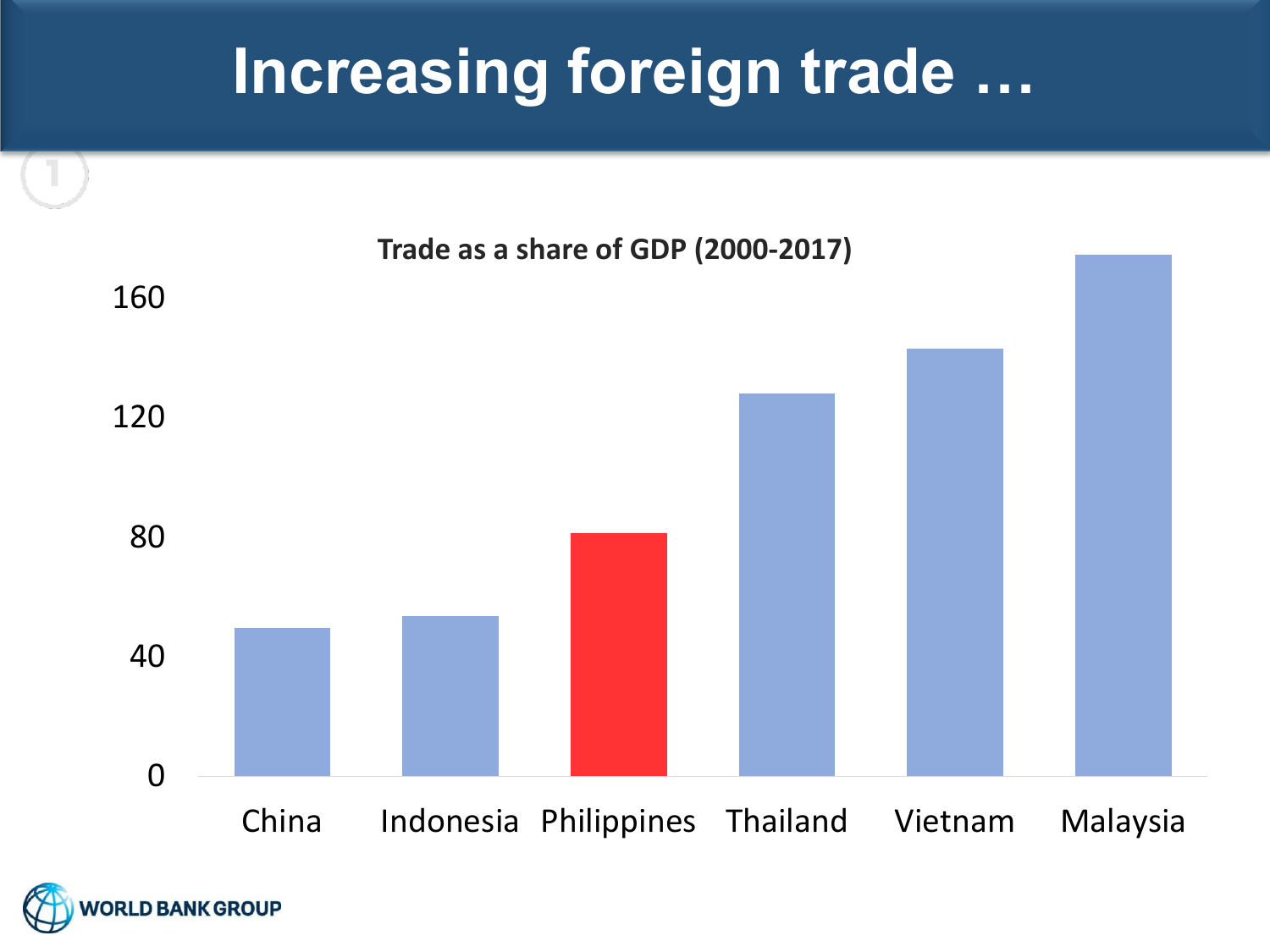# Increasing foreign trade …

**Trade as a share of GDP (2000-2017)**

| Country | Trade as a share of GDP |
|---|---|
| China | ~50 |
| Indonesia | ~54 |
| Philippines | ~81 |
| Thailand | ~128 |
| Vietnam | ~143 |
| Malaysia | ~174 |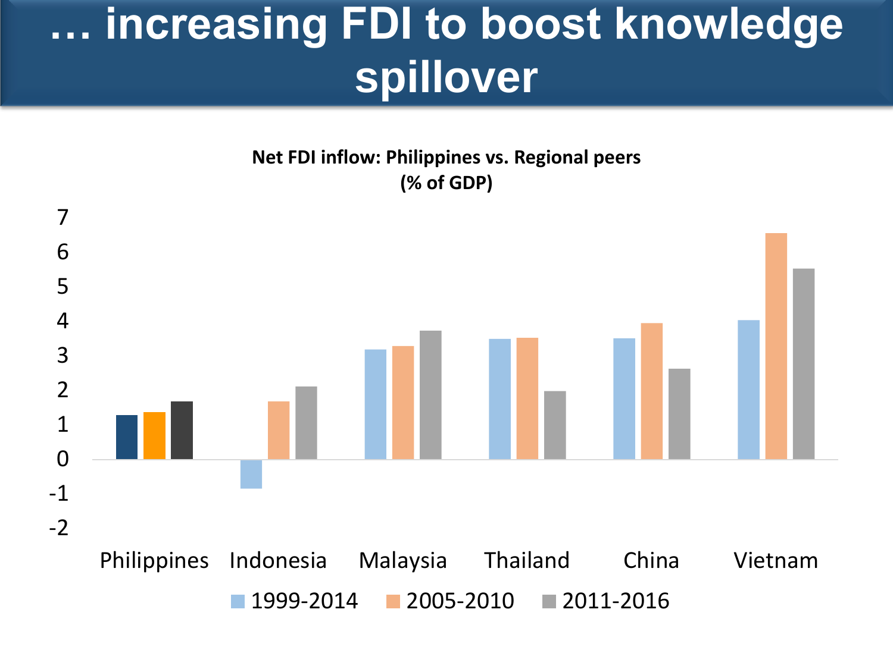# … increasing FDI to boost knowledge spillover

**Net FDI inflow: Philippines vs. Regional peers (% of GDP)**

| Country | 1999-2014 | 2005-2010 | 2011-2016 |
|---|---|---|---|
| Philippines | 1.3 | 1.4 | 1.7 |
| Indonesia | -0.8 | 1.7 | 2.1 |
| Malaysia | 3.2 | 3.3 | 3.7 |
| Thailand | 3.5 | 3.5 | 2.0 |
| China | 3.5 | 3.9 | 2.6 |
| Vietnam | 4.0 | 6.5 | 5.5 |

*Values are approximate, read from the bar chart.*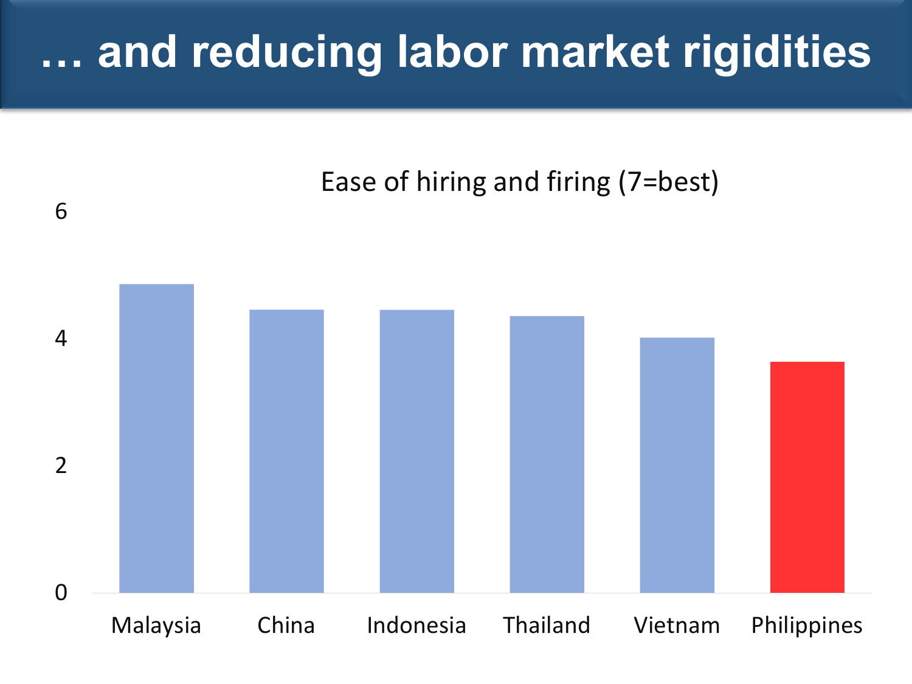# … and reducing labor market rigidities

Ease of hiring and firing (7=best)

| Country | Value |
| --- | --- |
| Malaysia | ~4.9 |
| China | ~4.5 |
| Indonesia | ~4.5 |
| Thailand | ~4.4 |
| Vietnam | ~4.0 |
| Philippines | ~3.6 |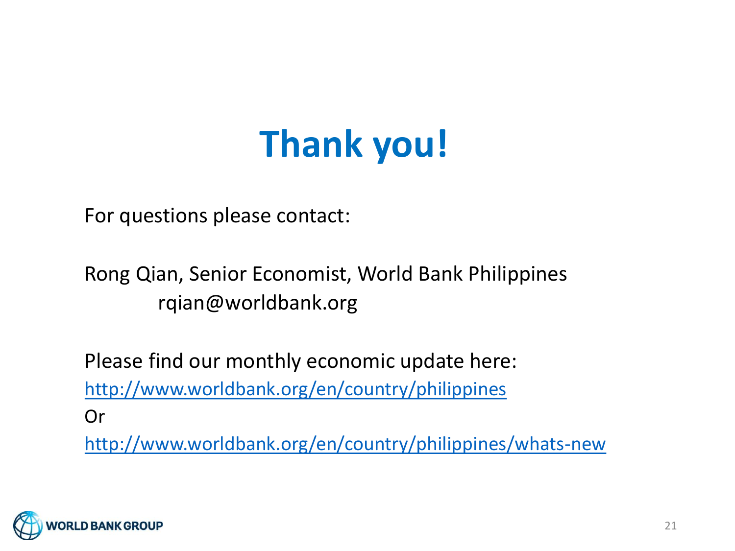# Thank you!

For questions please contact:

Rong Qian, Senior Economist, World Bank Philippines
rqian@worldbank.org

Please find our monthly economic update here:
http://www.worldbank.org/en/country/philippines
Or
http://www.worldbank.org/en/country/philippines/whats-new

WORLD BANK GROUP